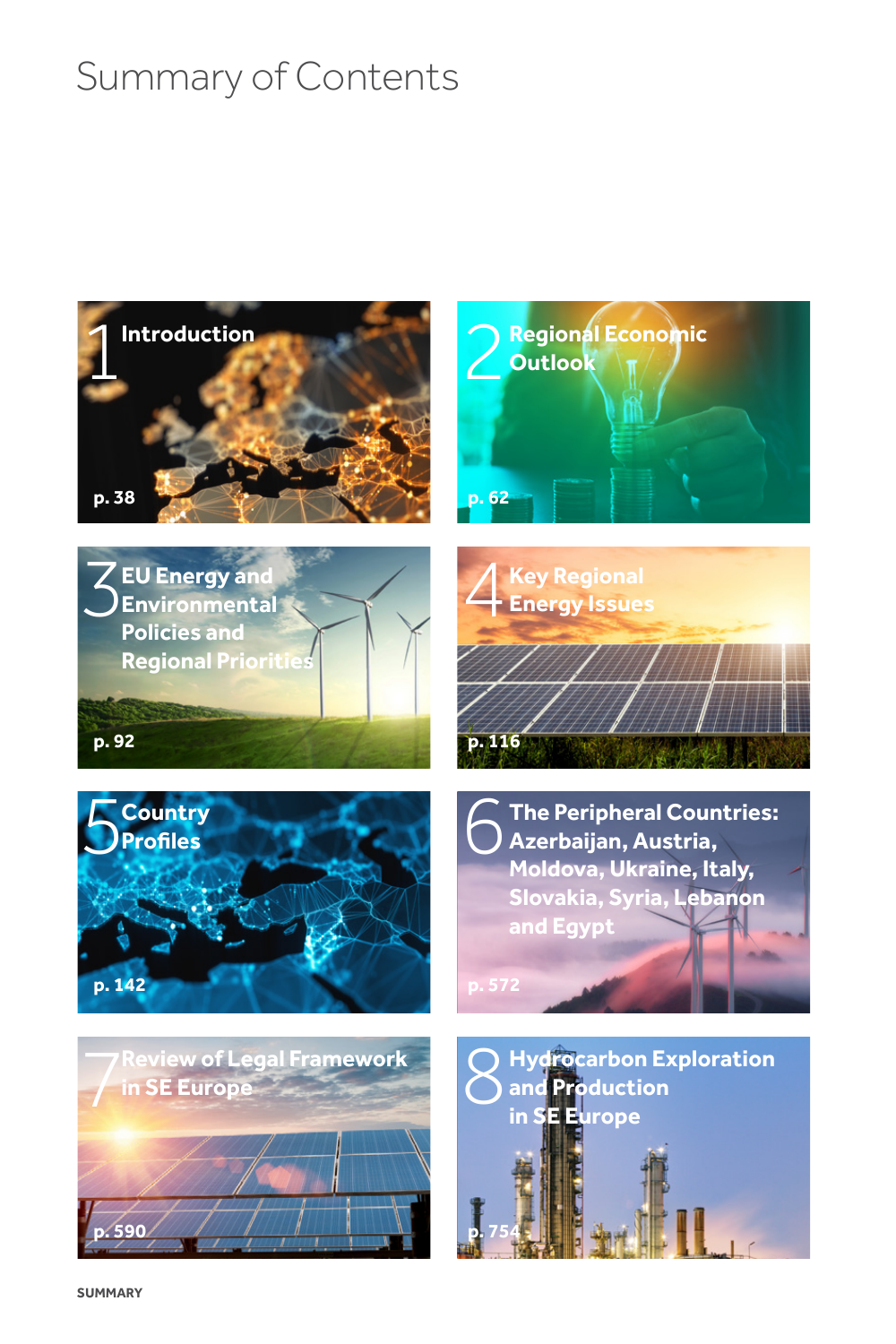# Summary of Contents

1 **Introduction** p. 38

2 **Regional Economic Outlook** p. 62

3 **EU Energy and Environmental Policies and Regional Priorities** p. 92

4 **Key Regional Energy Issues** p. 116

5 **Country Profiles** p. 142

6 **The Peripheral Countries: Azerbaijan, Austria, Moldova, Ukraine, Italy, Slovakia, Syria, Lebanon and Egypt** p. 572

7 **Review of Legal Framework in SE Europe** p. 590

8 **Hydrocarbon Exploration and Production in SE Europe** p. 754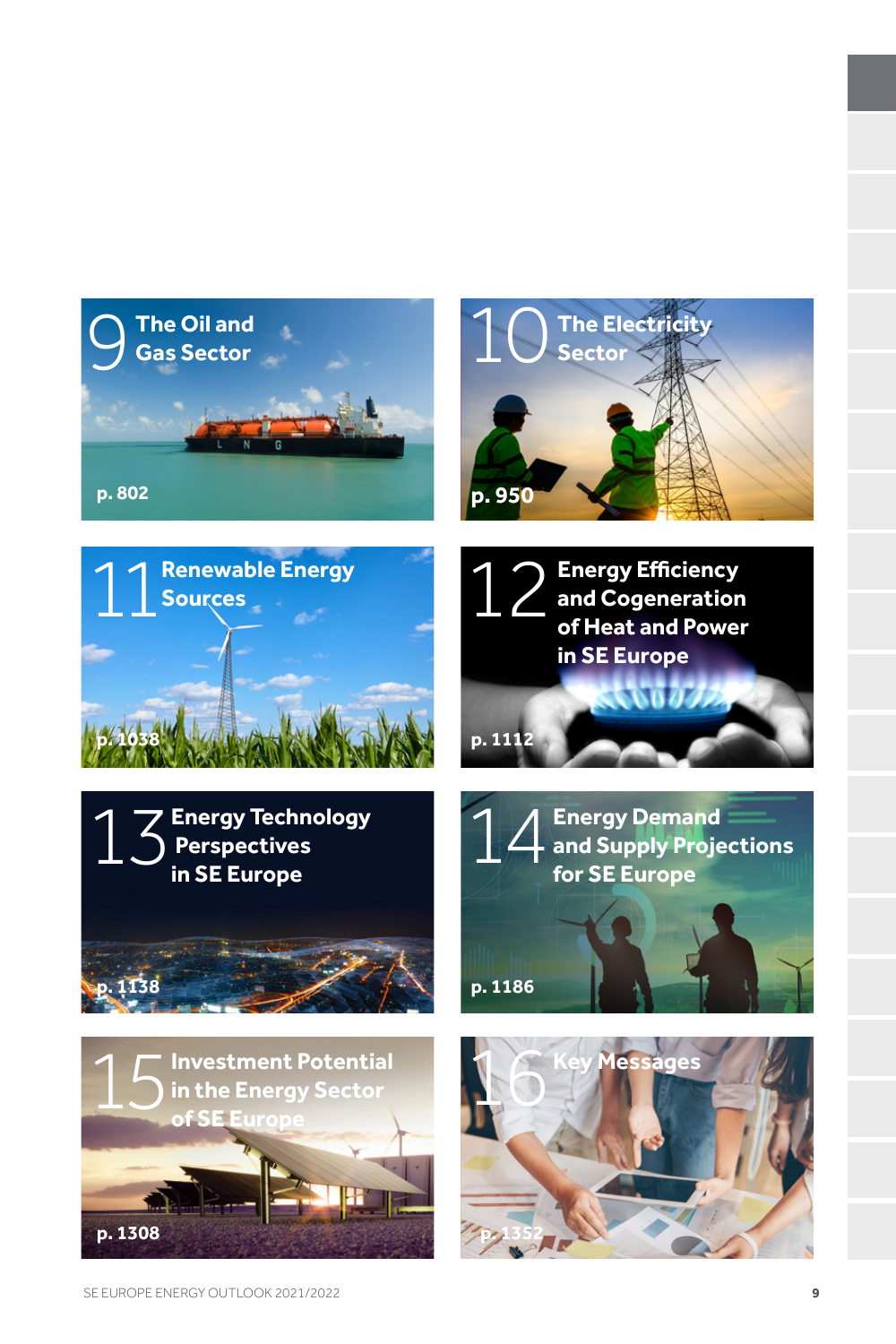9 The Oil and Gas Sector

p. 802

10 The Electricity Sector

p. 950

11 Renewable Energy Sources

p. 1038

12 Energy Efficiency and Cogeneration of Heat and Power in SE Europe

p. 1112

13 Energy Technology Perspectives in SE Europe

p. 1138

14 Energy Demand and Supply Projections for SE Europe

p. 1186

15 Investment Potential in the Energy Sector of SE Europe

p. 1308

16 Key Messages

p. 1352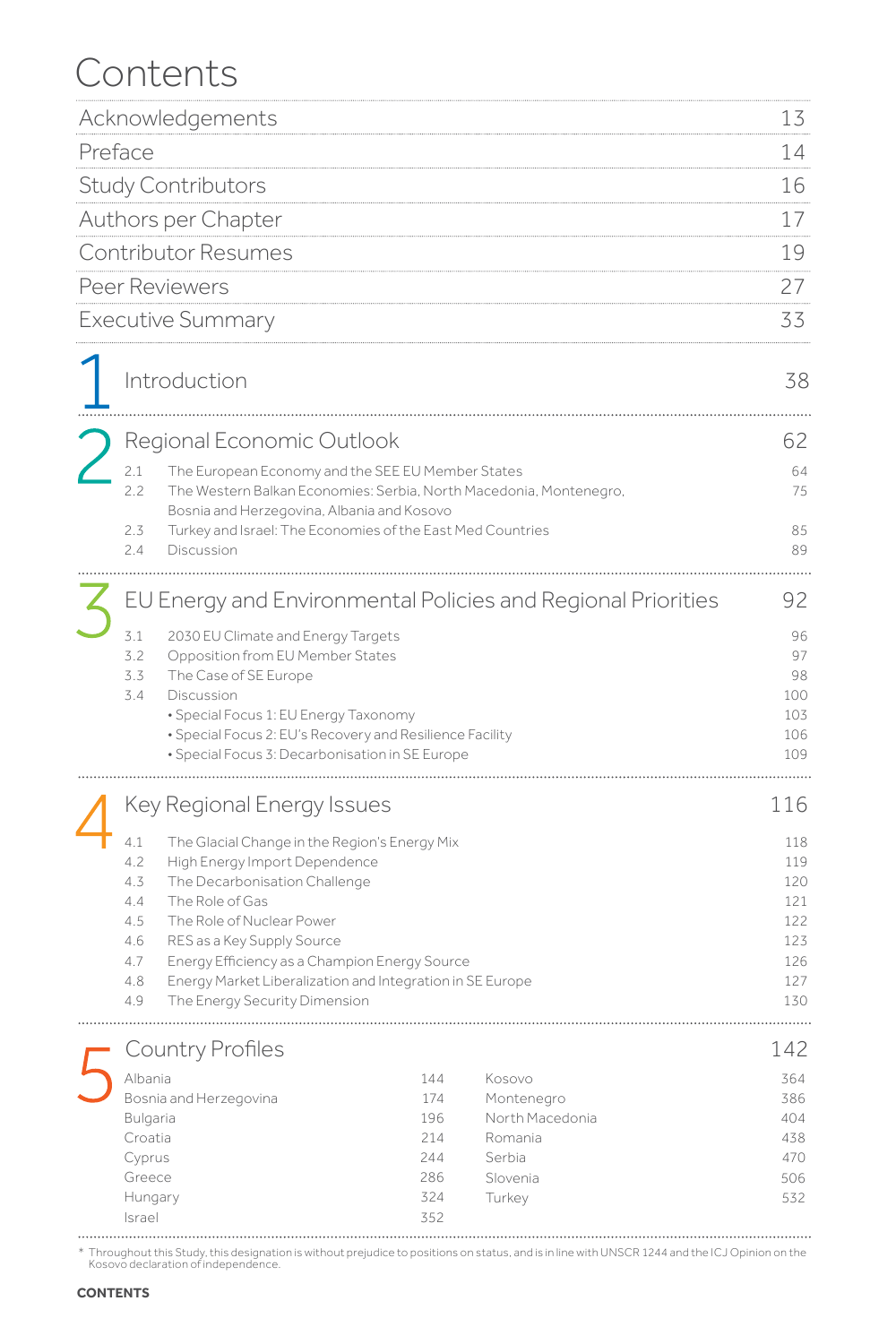# Contents

| | |
|---|---|
| Acknowledgements | 13 |
| Preface | 14 |
| Study Contributors | 16 |
| Authors per Chapter | 17 |
| Contributor Resumes | 19 |
| Peer Reviewers | 27 |
| Executive Summary | 33 |

## 1 Introduction — 38

## 2 Regional Economic Outlook — 62

| | | |
|---|---|---|
| 2.1 | The European Economy and the SEE EU Member States | 64 |
| 2.2 | The Western Balkan Economies: Serbia, North Macedonia, Montenegro, Bosnia and Herzegovina, Albania and Kosovo | 75 |
| 2.3 | Turkey and Israel: The Economies of the East Med Countries | 85 |
| 2.4 | Discussion | 89 |

## 3 EU Energy and Environmental Policies and Regional Priorities — 92

| | | |
|---|---|---|
| 3.1 | 2030 EU Climate and Energy Targets | 96 |
| 3.2 | Opposition from EU Member States | 97 |
| 3.3 | The Case of SE Europe | 98 |
| 3.4 | Discussion | 100 |
| | • Special Focus 1: EU Energy Taxonomy | 103 |
| | • Special Focus 2: EU's Recovery and Resilience Facility | 106 |
| | • Special Focus 3: Decarbonisation in SE Europe | 109 |

## 4 Key Regional Energy Issues — 116

| | | |
|---|---|---|
| 4.1 | The Glacial Change in the Region's Energy Mix | 118 |
| 4.2 | High Energy Import Dependence | 119 |
| 4.3 | The Decarbonisation Challenge | 120 |
| 4.4 | The Role of Gas | 121 |
| 4.5 | The Role of Nuclear Power | 122 |
| 4.6 | RES as a Key Supply Source | 123 |
| 4.7 | Energy Efficiency as a Champion Energy Source | 126 |
| 4.8 | Energy Market Liberalization and Integration in SE Europe | 127 |
| 4.9 | The Energy Security Dimension | 130 |

## 5 Country Profiles — 142

| | | | |
|---|---|---|---|
| Albania | 144 | Kosovo | 364 |
| Bosnia and Herzegovina | 174 | Montenegro | 386 |
| Bulgaria | 196 | North Macedonia | 404 |
| Croatia | 214 | Romania | 438 |
| Cyprus | 244 | Serbia | 470 |
| Greece | 286 | Slovenia | 506 |
| Hungary | 324 | Turkey | 532 |
| Israel | 352 | | |

* Throughout this Study, this designation is without prejudice to positions on status, and is in line with UNSCR 1244 and the ICJ Opinion on the Kosovo declaration of independence.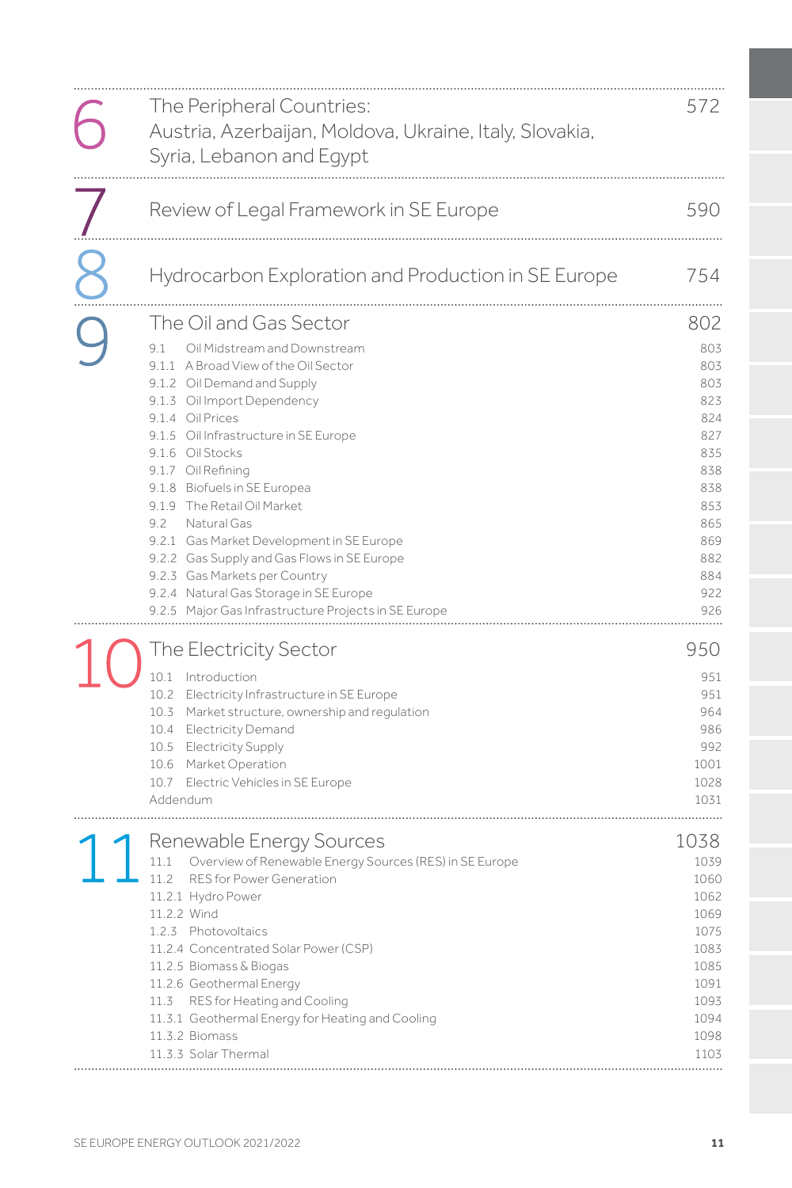| | | |
|---|---|---|
| **6** | **The Peripheral Countries: Austria, Azerbaijan, Moldova, Ukraine, Italy, Slovakia, Syria, Lebanon and Egypt** | **572** |
| **7** | **Review of Legal Framework in SE Europe** | **590** |
| **8** | **Hydrocarbon Exploration and Production in SE Europe** | **754** |
| **9** | **The Oil and Gas Sector** | **802** |
| | 9.1 Oil Midstream and Downstream | 803 |
| | 9.1.1 A Broad View of the Oil Sector | 803 |
| | 9.1.2 Oil Demand and Supply | 803 |
| | 9.1.3 Oil Import Dependency | 823 |
| | 9.1.4 Oil Prices | 824 |
| | 9.1.5 Oil Infrastructure in SE Europe | 827 |
| | 9.1.6 Oil Stocks | 835 |
| | 9.1.7 Oil Refining | 838 |
| | 9.1.8 Biofuels in SE Europea | 838 |
| | 9.1.9 The Retail Oil Market | 853 |
| | 9.2 Natural Gas | 865 |
| | 9.2.1 Gas Market Development in SE Europe | 869 |
| | 9.2.2 Gas Supply and Gas Flows in SE Europe | 882 |
| | 9.2.3 Gas Markets per Country | 884 |
| | 9.2.4 Natural Gas Storage in SE Europe | 922 |
| | 9.2.5 Major Gas Infrastructure Projects in SE Europe | 926 |
| **10** | **The Electricity Sector** | **950** |
| | 10.1 Introduction | 951 |
| | 10.2 Electricity Infrastructure in SE Europe | 951 |
| | 10.3 Market structure, ownership and regulation | 964 |
| | 10.4 Electricity Demand | 986 |
| | 10.5 Electricity Supply | 992 |
| | 10.6 Market Operation | 1001 |
| | 10.7 Electric Vehicles in SE Europe | 1028 |
| | Addendum | 1031 |
| **11** | **Renewable Energy Sources** | **1038** |
| | 11.1 Overview of Renewable Energy Sources (RES) in SE Europe | 1039 |
| | 11.2 RES for Power Generation | 1060 |
| | 11.2.1 Hydro Power | 1062 |
| | 11.2.2 Wind | 1069 |
| | 1.2.3 Photovoltaics | 1075 |
| | 11.2.4 Concentrated Solar Power (CSP) | 1083 |
| | 11.2.5 Biomass & Biogas | 1085 |
| | 11.2.6 Geothermal Energy | 1091 |
| | 11.3 RES for Heating and Cooling | 1093 |
| | 11.3.1 Geothermal Energy for Heating and Cooling | 1094 |
| | 11.3.2 Biomass | 1098 |
| | 11.3.3 Solar Thermal | 1103 |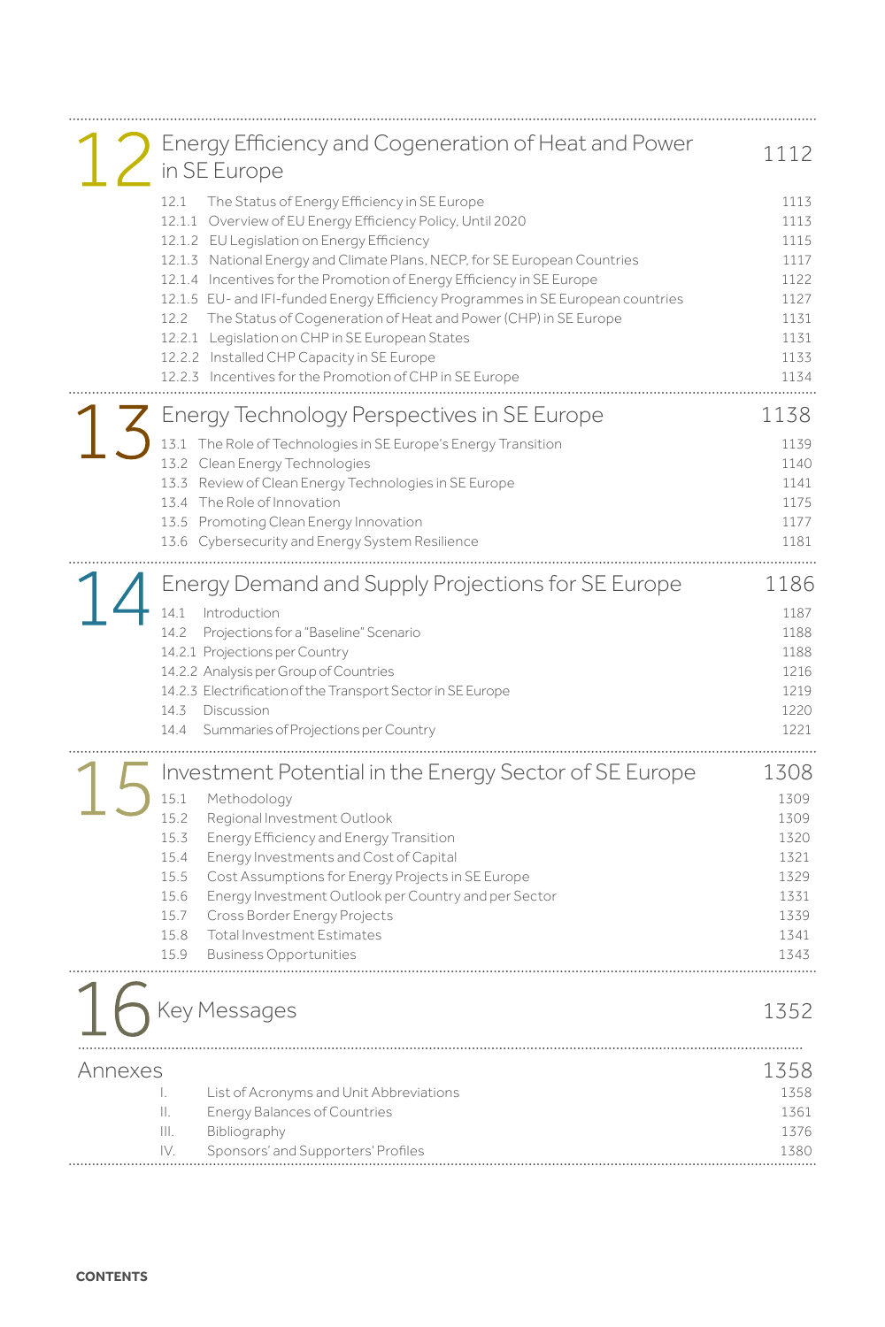## 12 Energy Efficiency and Cogeneration of Heat and Power in SE Europe — 1112

| | | |
|---|---|---|
| 12.1 | The Status of Energy Efficiency in SE Europe | 1113 |
| 12.1.1 | Overview of EU Energy Efficiency Policy, Until 2020 | 1113 |
| 12.1.2 | EU Legislation on Energy Efficiency | 1115 |
| 12.1.3 | National Energy and Climate Plans, NECP, for SE European Countries | 1117 |
| 12.1.4 | Incentives for the Promotion of Energy Efficiency in SE Europe | 1122 |
| 12.1.5 | EU- and IFI-funded Energy Efficiency Programmes in SE European countries | 1127 |
| 12.2 | The Status of Cogeneration of Heat and Power (CHP) in SE Europe | 1131 |
| 12.2.1 | Legislation on CHP in SE European States | 1131 |
| 12.2.2 | Installed CHP Capacity in SE Europe | 1133 |
| 12.2.3 | Incentives for the Promotion of CHP in SE Europe | 1134 |

## 13 Energy Technology Perspectives in SE Europe — 1138

| | | |
|---|---|---|
| 13.1 | The Role of Technologies in SE Europe's Energy Transition | 1139 |
| 13.2 | Clean Energy Technologies | 1140 |
| 13.3 | Review of Clean Energy Technologies in SE Europe | 1141 |
| 13.4 | The Role of Innovation | 1175 |
| 13.5 | Promoting Clean Energy Innovation | 1177 |
| 13.6 | Cybersecurity and Energy System Resilience | 1181 |

## 14 Energy Demand and Supply Projections for SE Europe — 1186

| | | |
|---|---|---|
| 14.1 | Introduction | 1187 |
| 14.2 | Projections for a "Baseline" Scenario | 1188 |
| 14.2.1 | Projections per Country | 1188 |
| 14.2.2 | Analysis per Group of Countries | 1216 |
| 14.2.3 | Electrification of the Transport Sector in SE Europe | 1219 |
| 14.3 | Discussion | 1220 |
| 14.4 | Summaries of Projections per Country | 1221 |

## 15 Investment Potential in the Energy Sector of SE Europe — 1308

| | | |
|---|---|---|
| 15.1 | Methodology | 1309 |
| 15.2 | Regional Investment Outlook | 1309 |
| 15.3 | Energy Efficiency and Energy Transition | 1320 |
| 15.4 | Energy Investments and Cost of Capital | 1321 |
| 15.5 | Cost Assumptions for Energy Projects in SE Europe | 1329 |
| 15.6 | Energy Investment Outlook per Country and per Sector | 1331 |
| 15.7 | Cross Border Energy Projects | 1339 |
| 15.8 | Total Investment Estimates | 1341 |
| 15.9 | Business Opportunities | 1343 |

## 16 Key Messages — 1352

## Annexes — 1358

| | | |
|---|---|---|
| I. | List of Acronyms and Unit Abbreviations | 1358 |
| II. | Energy Balances of Countries | 1361 |
| III. | Bibliography | 1376 |
| IV. | Sponsors' and Supporters' Profiles | 1380 |